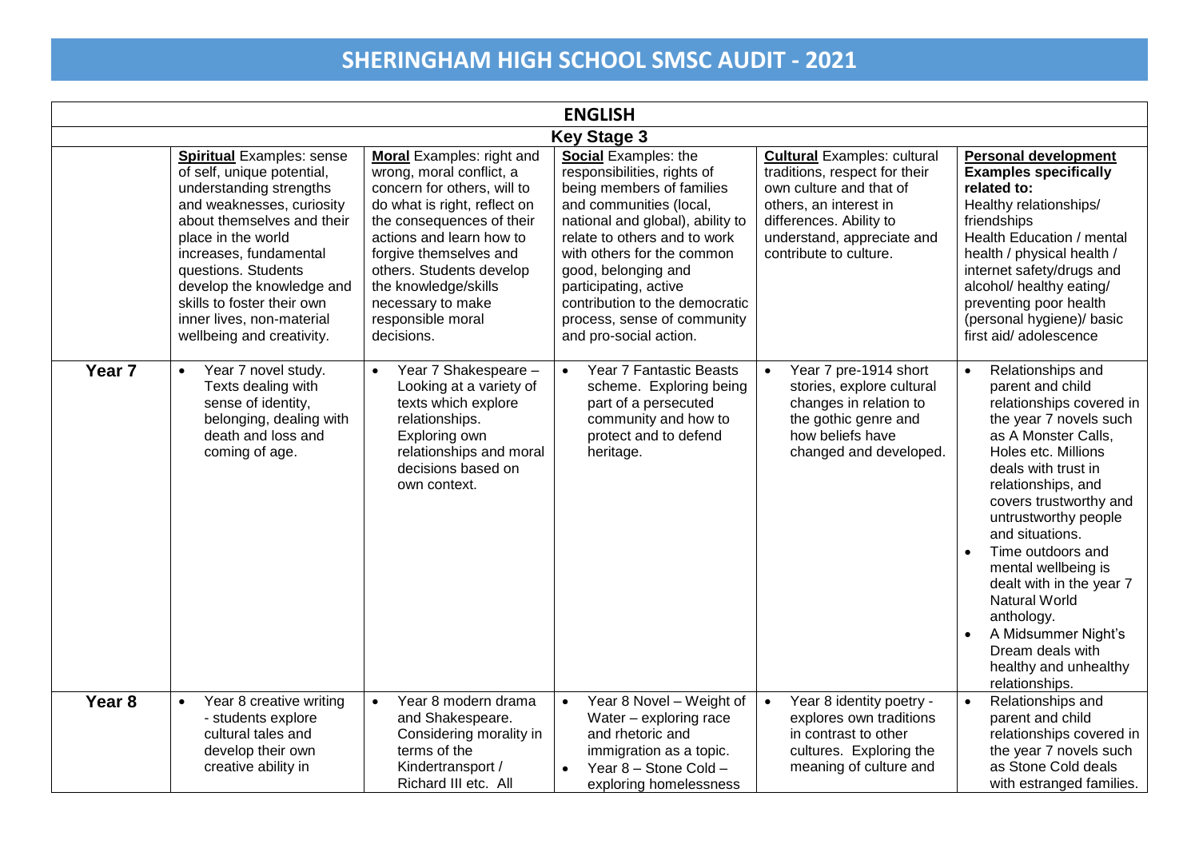# SHERINGHAM HIGH SCHOOL SMSC AUDIT - 2021

## ENGLISH

### Key Stage 3

| | **Spiritual** Examples: sense of self, unique potential, understanding strengths and weaknesses, curiosity about themselves and their place in the world increases, fundamental questions. Students develop the knowledge and skills to foster their own inner lives, non-material wellbeing and creativity. | **Moral** Examples: right and wrong, moral conflict, a concern for others, will to do what is right, reflect on the consequences of their actions and learn how to forgive themselves and others. Students develop the knowledge/skills necessary to make responsible moral decisions. | **Social** Examples: the responsibilities, rights of being members of families and communities (local, national and global), ability to relate to others and to work with others for the common good, belonging and participating, active contribution to the democratic process, sense of community and pro-social action. | **Cultural** Examples: cultural traditions, respect for their own culture and that of others, an interest in differences. Ability to understand, appreciate and contribute to culture. | **Personal development Examples specifically related to:** Healthy relationships/ friendships Health Education / mental health / physical health / internet safety/drugs and alcohol/ healthy eating/ preventing poor health (personal hygiene)/ basic first aid/ adolescence |
|---|---|---|---|---|---|
| **Year 7** | • Year 7 novel study. Texts dealing with sense of identity, belonging, dealing with death and loss and coming of age. | • Year 7 Shakespeare – Looking at a variety of texts which explore relationships. Exploring own relationships and moral decisions based on own context. | • Year 7 Fantastic Beasts scheme. Exploring being part of a persecuted community and how to protect and to defend heritage. | • Year 7 pre-1914 short stories, explore cultural changes in relation to the gothic genre and how beliefs have changed and developed. | • Relationships and parent and child relationships covered in the year 7 novels such as A Monster Calls, Holes etc. Millions deals with trust in relationships, and covers trustworthy and untrustworthy people and situations. • Time outdoors and mental wellbeing is dealt with in the year 7 Natural World anthology. • A Midsummer Night's Dream deals with healthy and unhealthy relationships. |
| **Year 8** | • Year 8 creative writing - students explore cultural tales and develop their own creative ability in | • Year 8 modern drama and Shakespeare. Considering morality in terms of the Kindertransport / Richard III etc. All | • Year 8 Novel – Weight of Water – exploring race and rhetoric and immigration as a topic. • Year 8 – Stone Cold – exploring homelessness | • Year 8 identity poetry - explores own traditions in contrast to other cultures. Exploring the meaning of culture and | • Relationships and parent and child relationships covered in the year 7 novels such as Stone Cold deals with estranged families. |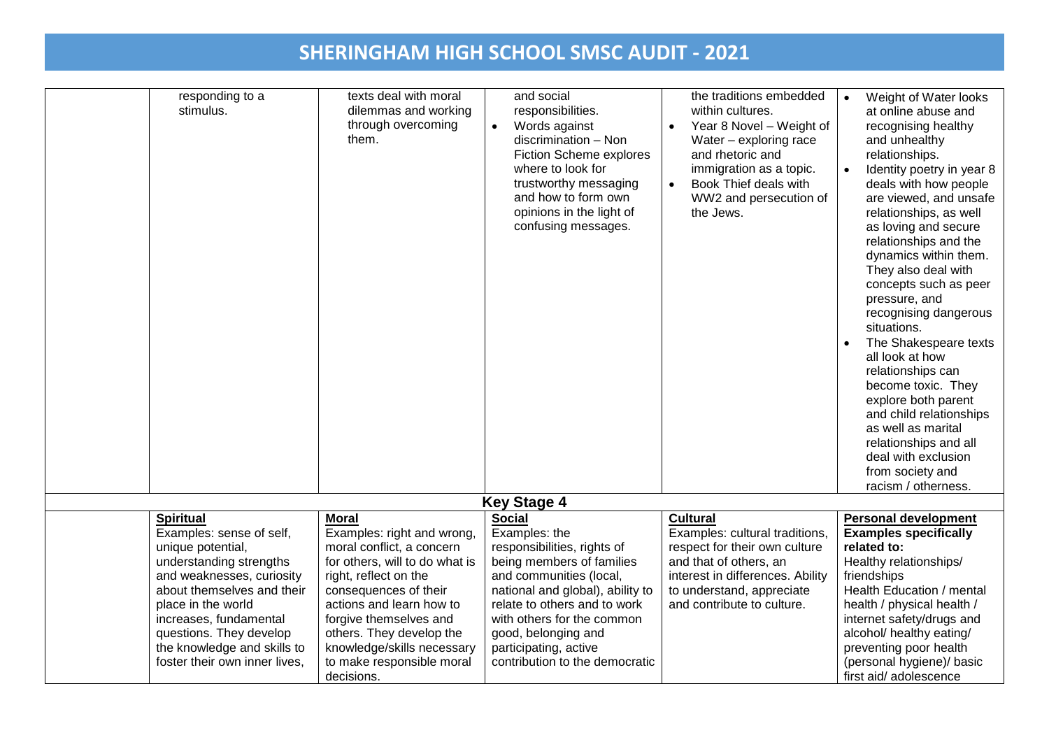# SHERINGHAM HIGH SCHOOL SMSC AUDIT - 2021

| | | | | | |
|---|---|---|---|---|---|
| | responding to a stimulus. | texts deal with moral dilemmas and working through overcoming them. | and social responsibilities.<br>• Words against discrimination – Non Fiction Scheme explores where to look for trustworthy messaging and how to form own opinions in the light of confusing messages. | the traditions embedded within cultures.<br>• Year 8 Novel – Weight of Water – exploring race and rhetoric and immigration as a topic.<br>• Book Thief deals with WW2 and persecution of the Jews. | • Weight of Water looks at online abuse and recognising healthy and unhealthy relationships.<br>• Identity poetry in year 8 deals with how people are viewed, and unsafe relationships, as well as loving and secure relationships and the dynamics within them. They also deal with concepts such as peer pressure, and recognising dangerous situations.<br>• The Shakespeare texts all look at how relationships can become toxic. They explore both parent and child relationships as well as marital relationships and all deal with exclusion from society and racism / otherness. |
| **Key Stage 4** | | | | | |
| | **Spiritual**<br>Examples: sense of self, unique potential, understanding strengths and weaknesses, curiosity about themselves and their place in the world increases, fundamental questions. They develop the knowledge and skills to foster their own inner lives, | **Moral**<br>Examples: right and wrong, moral conflict, a concern for others, will to do what is right, reflect on the consequences of their actions and learn how to forgive themselves and others. They develop the knowledge/skills necessary to make responsible moral decisions. | **Social**<br>Examples: the responsibilities, rights of being members of families and communities (local, national and global), ability to relate to others and to work with others for the common good, belonging and participating, active contribution to the democratic | **Cultural**<br>Examples: cultural traditions, respect for their own culture and that of others, an interest in differences. Ability to understand, appreciate and contribute to culture. | **Personal development**<br>**Examples specifically related to:**<br>Healthy relationships/ friendships<br>Health Education / mental health / physical health / internet safety/drugs and alcohol/ healthy eating/ preventing poor health (personal hygiene)/ basic first aid/ adolescence |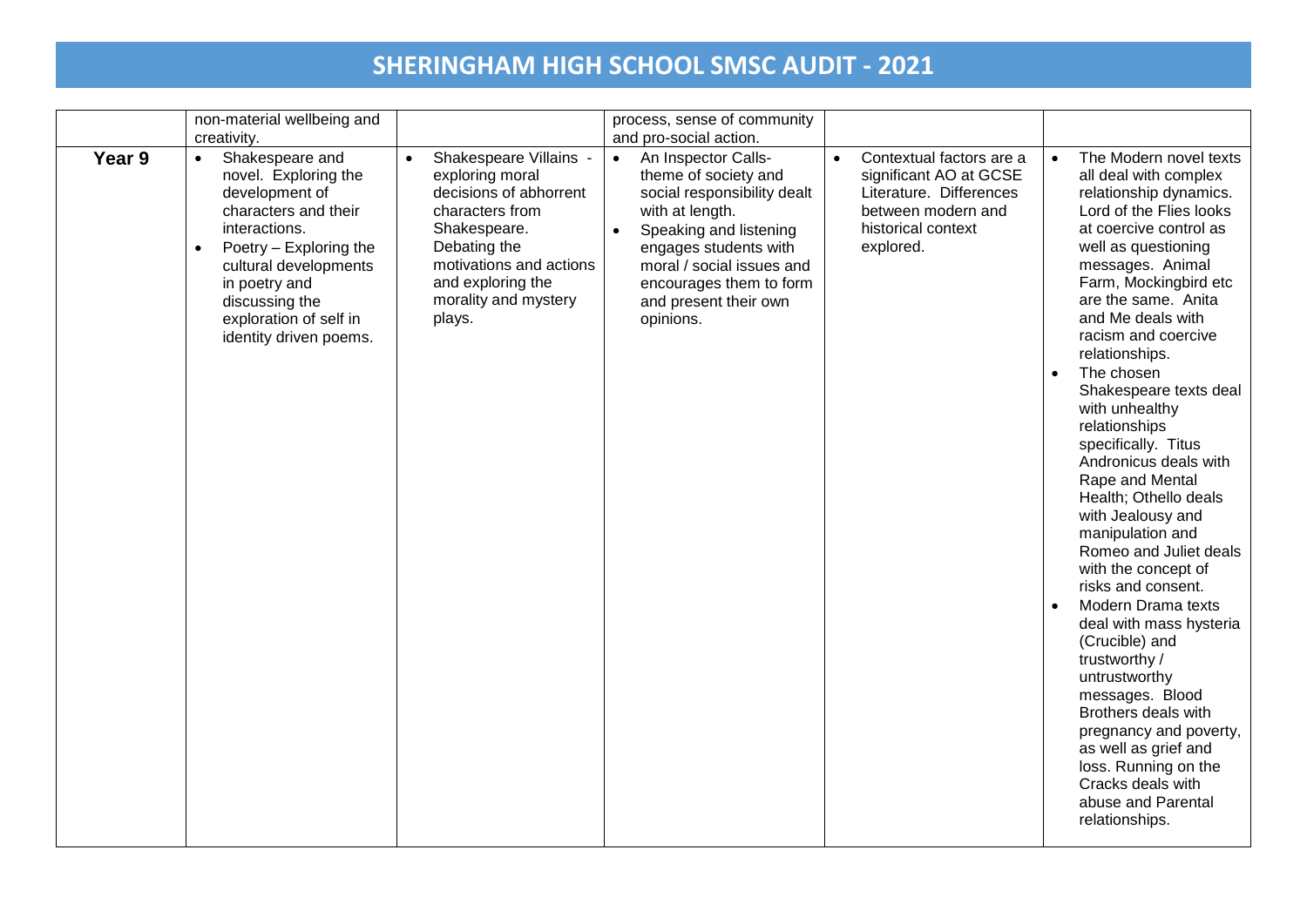# SHERINGHAM HIGH SCHOOL SMSC AUDIT - 2021

| | | | | | |
|---|---|---|---|---|---|
| | non-material wellbeing and creativity. | | process, sense of community and pro-social action. | | |
| **Year 9** | • Shakespeare and novel. Exploring the development of characters and their interactions.<br>• Poetry – Exploring the cultural developments in poetry and discussing the exploration of self in identity driven poems. | • Shakespeare Villains - exploring moral decisions of abhorrent characters from Shakespeare. Debating the motivations and actions and exploring the morality and mystery plays. | • An Inspector Calls- theme of society and social responsibility dealt with at length.<br>• Speaking and listening engages students with moral / social issues and encourages them to form and present their own opinions. | • Contextual factors are a significant AO at GCSE Literature. Differences between modern and historical context explored. | • The Modern novel texts all deal with complex relationship dynamics. Lord of the Flies looks at coercive control as well as questioning messages. Animal Farm, Mockingbird etc are the same. Anita and Me deals with racism and coercive relationships.<br>• The chosen Shakespeare texts deal with unhealthy relationships specifically. Titus Andronicus deals with Rape and Mental Health; Othello deals with Jealousy and manipulation and Romeo and Juliet deals with the concept of risks and consent.<br>• Modern Drama texts deal with mass hysteria (Crucible) and trustworthy / untrustworthy messages. Blood Brothers deals with pregnancy and poverty, as well as grief and loss. Running on the Cracks deals with abuse and Parental relationships. |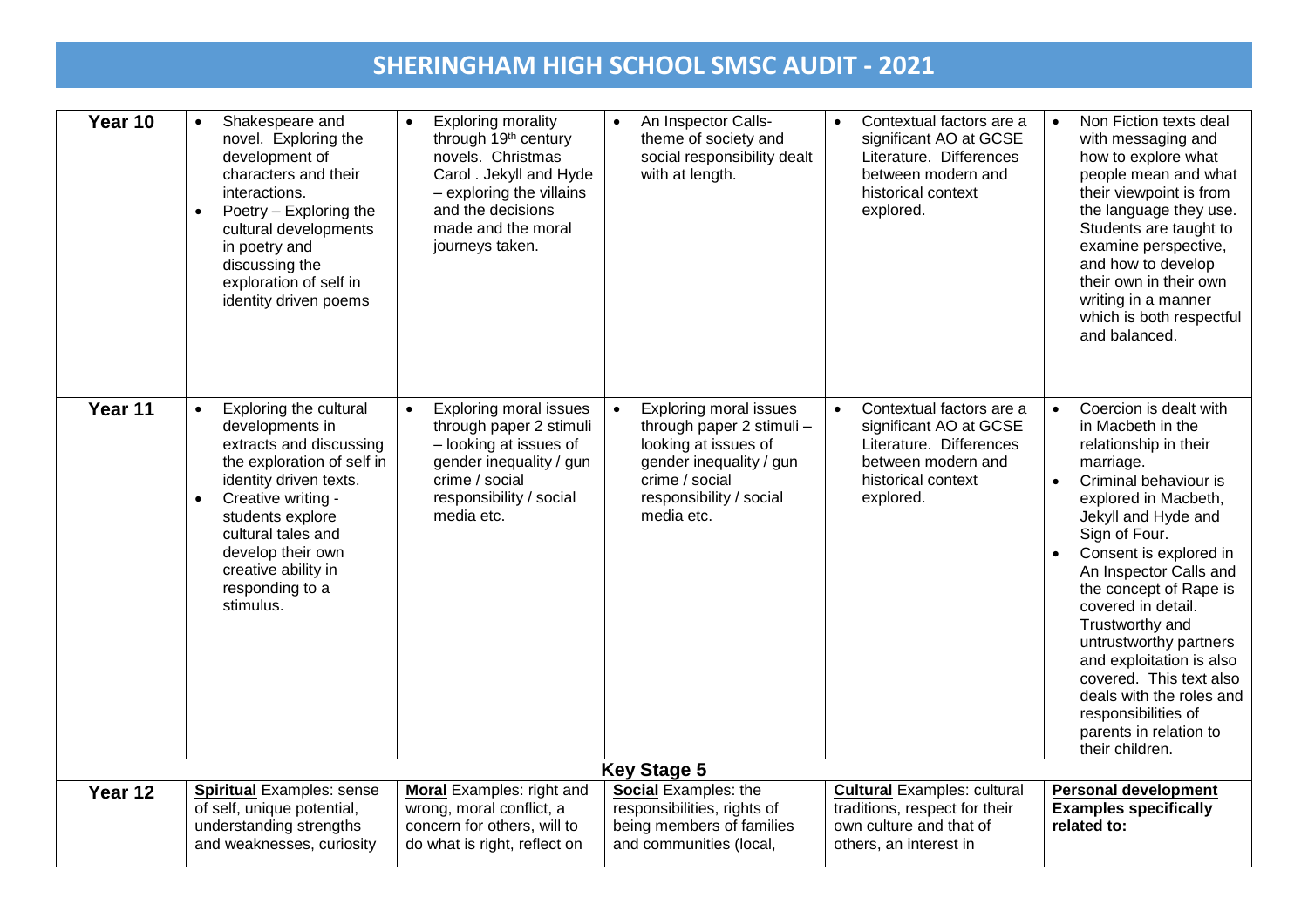# SHERINGHAM HIGH SCHOOL SMSC AUDIT - 2021

| | | | | | |
|---|---|---|---|---|---|
| **Year 10** | • Shakespeare and novel. Exploring the development of characters and their interactions.<br>• Poetry – Exploring the cultural developments in poetry and discussing the exploration of self in identity driven poems | • Exploring morality through 19th century novels. Christmas Carol . Jekyll and Hyde – exploring the villains and the decisions made and the moral journeys taken. | • An Inspector Calls- theme of society and social responsibility dealt with at length. | • Contextual factors are a significant AO at GCSE Literature. Differences between modern and historical context explored. | • Non Fiction texts deal with messaging and how to explore what people mean and what their viewpoint is from the language they use. Students are taught to examine perspective, and how to develop their own in their own writing in a manner which is both respectful and balanced. |
| **Year 11** | • Exploring the cultural developments in extracts and discussing the exploration of self in identity driven texts.<br>• Creative writing - students explore cultural tales and develop their own creative ability in responding to a stimulus. | • Exploring moral issues through paper 2 stimuli – looking at issues of gender inequality / gun crime / social responsibility / social media etc. | • Exploring moral issues through paper 2 stimuli – looking at issues of gender inequality / gun crime / social responsibility / social media etc. | • Contextual factors are a significant AO at GCSE Literature. Differences between modern and historical context explored. | • Coercion is dealt with in Macbeth in the relationship in their marriage.<br>• Criminal behaviour is explored in Macbeth, Jekyll and Hyde and Sign of Four.<br>• Consent is explored in An Inspector Calls and the concept of Rape is covered in detail. Trustworthy and untrustworthy partners and exploitation is also covered. This text also deals with the roles and responsibilities of parents in relation to their children. |
| | | | **Key Stage 5** | | |
| **Year 12** | **Spiritual** Examples: sense of self, unique potential, understanding strengths and weaknesses, curiosity | **Moral** Examples: right and wrong, moral conflict, a concern for others, will to do what is right, reflect on | **Social** Examples: the responsibilities, rights of being members of families and communities (local, | **Cultural** Examples: cultural traditions, respect for their own culture and that of others, an interest in | **Personal development Examples specifically related to:** |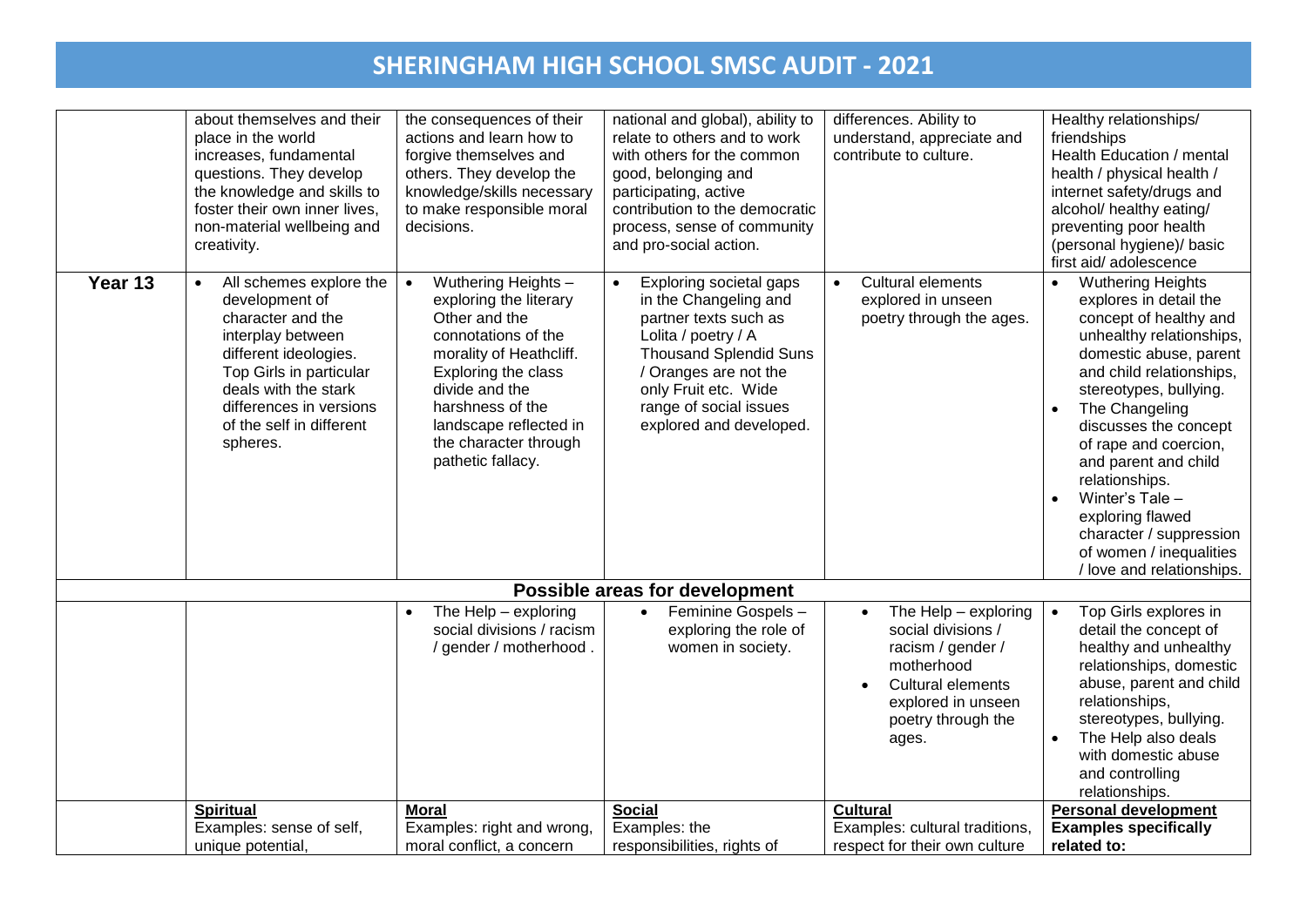# SHERINGHAM HIGH SCHOOL SMSC AUDIT - 2021

| | | | | | |
|---|---|---|---|---|---|
| | about themselves and their place in the world increases, fundamental questions. They develop the knowledge and skills to foster their own inner lives, non-material wellbeing and creativity. | the consequences of their actions and learn how to forgive themselves and others. They develop the knowledge/skills necessary to make responsible moral decisions. | national and global), ability to relate to others and to work with others for the common good, belonging and participating, active contribution to the democratic process, sense of community and pro-social action. | differences. Ability to understand, appreciate and contribute to culture. | Healthy relationships/ friendships<br>Health Education / mental health / physical health / internet safety/drugs and alcohol/ healthy eating/ preventing poor health (personal hygiene)/ basic first aid/ adolescence |
| **Year 13** | • All schemes explore the development of character and the interplay between different ideologies. Top Girls in particular deals with the stark differences in versions of the self in different spheres. | • Wuthering Heights – exploring the literary Other and the connotations of the morality of Heathcliff. Exploring the class divide and the harshness of the landscape reflected in the character through pathetic fallacy. | • Exploring societal gaps in the Changeling and partner texts such as Lolita / poetry / A Thousand Splendid Suns / Oranges are not the only Fruit etc. Wide range of social issues explored and developed. | • Cultural elements explored in unseen poetry through the ages. | • Wuthering Heights explores in detail the concept of healthy and unhealthy relationships, domestic abuse, parent and child relationships, stereotypes, bullying.<br>• The Changeling discusses the concept of rape and coercion, and parent and child relationships.<br>• Winter's Tale – exploring flawed character / suppression of women / inequalities / love and relationships. |
| | | | **Possible areas for development** | | |
| | | • The Help – exploring social divisions / racism / gender / motherhood . | • Feminine Gospels – exploring the role of women in society. | • The Help – exploring social divisions / racism / gender / motherhood<br>• Cultural elements explored in unseen poetry through the ages. | • Top Girls explores in detail the concept of healthy and unhealthy relationships, domestic abuse, parent and child relationships, stereotypes, bullying.<br>• The Help also deals with domestic abuse and controlling relationships. |
| | **Spiritual**<br>Examples: sense of self, unique potential, | **Moral**<br>Examples: right and wrong, moral conflict, a concern | **Social**<br>Examples: the responsibilities, rights of | **Cultural**<br>Examples: cultural traditions, respect for their own culture | **Personal development**<br>**Examples specifically related to:** |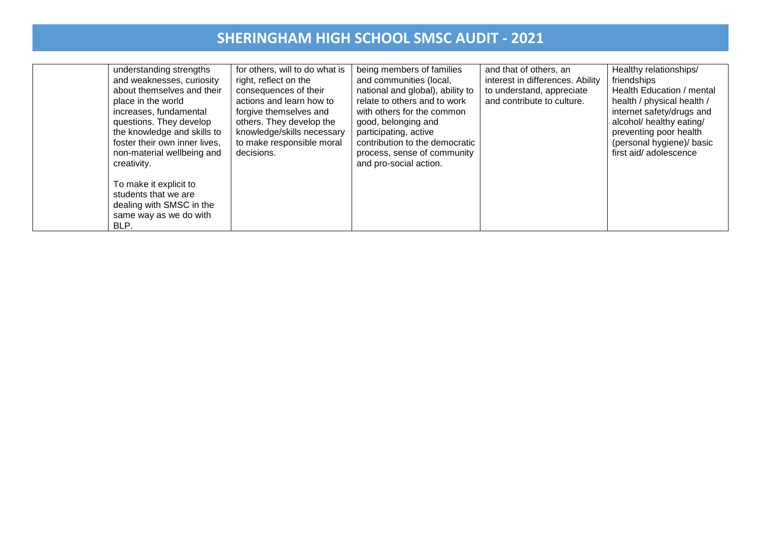# SHERINGHAM HIGH SCHOOL SMSC AUDIT - 2021

| | | | | | |
|---|---|---|---|---|---|
| | understanding strengths and weaknesses, curiosity about themselves and their place in the world increases, fundamental questions. They develop the knowledge and skills to foster their own inner lives, non-material wellbeing and creativity.<br><br>To make it explicit to students that we are dealing with SMSC in the same way as we do with BLP. | for others, will to do what is right, reflect on the consequences of their actions and learn how to forgive themselves and others. They develop the knowledge/skills necessary to make responsible moral decisions. | being members of families and communities (local, national and global), ability to relate to others and to work with others for the common good, belonging and participating, active contribution to the democratic process, sense of community and pro-social action. | and that of others, an interest in differences. Ability to understand, appreciate and contribute to culture. | Healthy relationships/ friendships<br>Health Education / mental health / physical health / internet safety/drugs and alcohol/ healthy eating/ preventing poor health (personal hygiene)/ basic first aid/ adolescence |